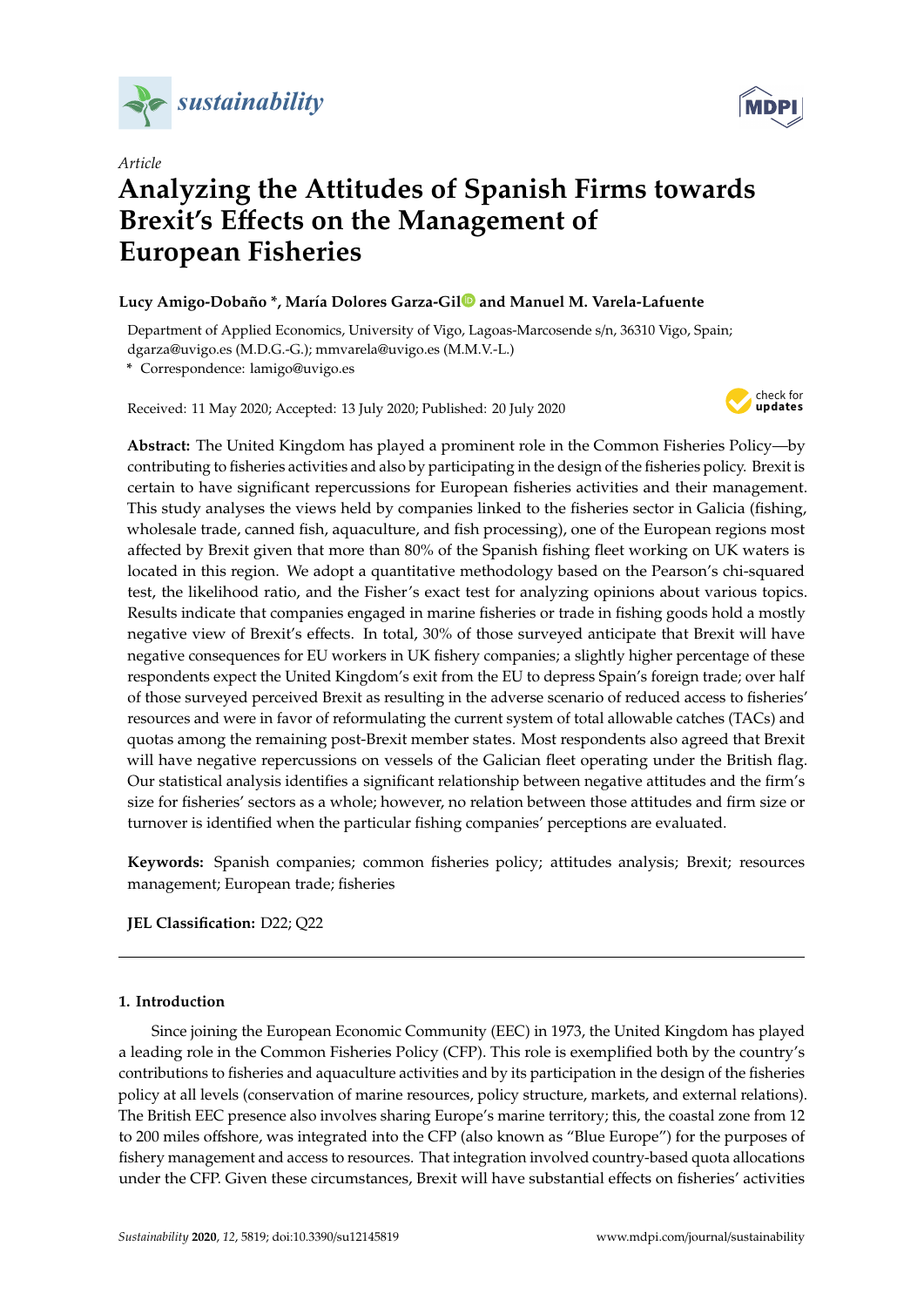*Article*

# Analyzing the Attitudes of Spanish Firms towards Brexit's Effects on the Management of European Fisheries

**Lucy Amigo-Dobaño \*, María Dolores Garza-Gil and Manuel M. Varela-Lafuente**

Department of Applied Economics, University of Vigo, Lagoas-Marcosende s/n, 36310 Vigo, Spain; dgarza@uvigo.es (M.D.G.-G.); mmvarela@uvigo.es (M.M.V.-L.)

\* Correspondence: lamigo@uvigo.es

Received: 11 May 2020; Accepted: 13 July 2020; Published: 20 July 2020

**Abstract:** The United Kingdom has played a prominent role in the Common Fisheries Policy—by contributing to fisheries activities and also by participating in the design of the fisheries policy. Brexit is certain to have significant repercussions for European fisheries activities and their management. This study analyses the views held by companies linked to the fisheries sector in Galicia (fishing, wholesale trade, canned fish, aquaculture, and fish processing), one of the European regions most affected by Brexit given that more than 80% of the Spanish fishing fleet working on UK waters is located in this region. We adopt a quantitative methodology based on the Pearson's chi-squared test, the likelihood ratio, and the Fisher's exact test for analyzing opinions about various topics. Results indicate that companies engaged in marine fisheries or trade in fishing goods hold a mostly negative view of Brexit's effects. In total, 30% of those surveyed anticipate that Brexit will have negative consequences for EU workers in UK fishery companies; a slightly higher percentage of these respondents expect the United Kingdom's exit from the EU to depress Spain's foreign trade; over half of those surveyed perceived Brexit as resulting in the adverse scenario of reduced access to fisheries' resources and were in favor of reformulating the current system of total allowable catches (TACs) and quotas among the remaining post-Brexit member states. Most respondents also agreed that Brexit will have negative repercussions on vessels of the Galician fleet operating under the British flag. Our statistical analysis identifies a significant relationship between negative attitudes and the firm's size for fisheries' sectors as a whole; however, no relation between those attitudes and firm size or turnover is identified when the particular fishing companies' perceptions are evaluated.

**Keywords:** Spanish companies; common fisheries policy; attitudes analysis; Brexit; resources management; European trade; fisheries

**JEL Classification:** D22; Q22

## 1. Introduction

Since joining the European Economic Community (EEC) in 1973, the United Kingdom has played a leading role in the Common Fisheries Policy (CFP). This role is exemplified both by the country's contributions to fisheries and aquaculture activities and by its participation in the design of the fisheries policy at all levels (conservation of marine resources, policy structure, markets, and external relations). The British EEC presence also involves sharing Europe's marine territory; this, the coastal zone from 12 to 200 miles offshore, was integrated into the CFP (also known as "Blue Europe") for the purposes of fishery management and access to resources. That integration involved country-based quota allocations under the CFP. Given these circumstances, Brexit will have substantial effects on fisheries' activities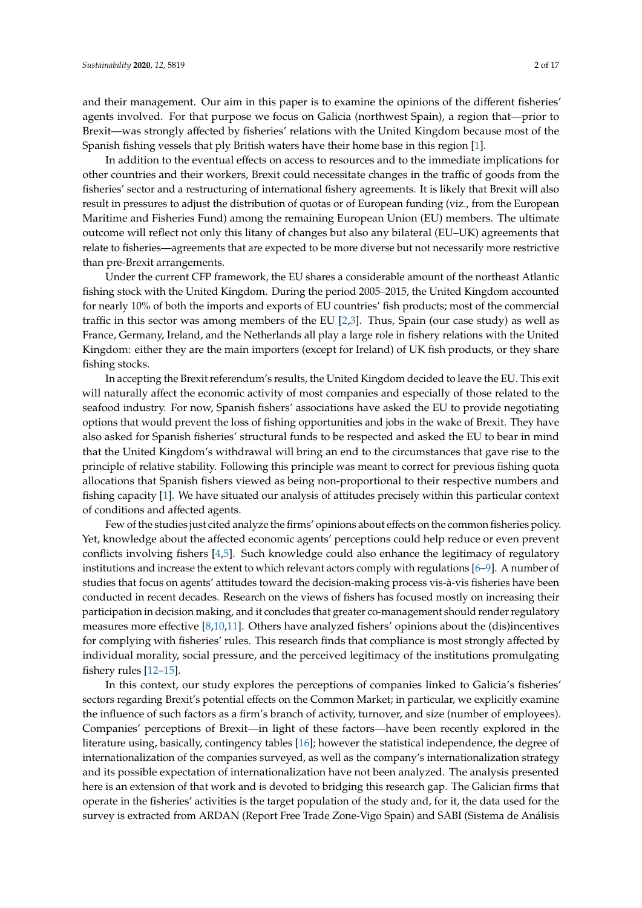and their management. Our aim in this paper is to examine the opinions of the different fisheries' agents involved. For that purpose we focus on Galicia (northwest Spain), a region that—prior to Brexit—was strongly affected by fisheries' relations with the United Kingdom because most of the Spanish fishing vessels that ply British waters have their home base in this region [1].

In addition to the eventual effects on access to resources and to the immediate implications for other countries and their workers, Brexit could necessitate changes in the traffic of goods from the fisheries' sector and a restructuring of international fishery agreements. It is likely that Brexit will also result in pressures to adjust the distribution of quotas or of European funding (viz., from the European Maritime and Fisheries Fund) among the remaining European Union (EU) members. The ultimate outcome will reflect not only this litany of changes but also any bilateral (EU–UK) agreements that relate to fisheries—agreements that are expected to be more diverse but not necessarily more restrictive than pre-Brexit arrangements.

Under the current CFP framework, the EU shares a considerable amount of the northeast Atlantic fishing stock with the United Kingdom. During the period 2005–2015, the United Kingdom accounted for nearly 10% of both the imports and exports of EU countries' fish products; most of the commercial traffic in this sector was among members of the EU [2,3]. Thus, Spain (our case study) as well as France, Germany, Ireland, and the Netherlands all play a large role in fishery relations with the United Kingdom: either they are the main importers (except for Ireland) of UK fish products, or they share fishing stocks.

In accepting the Brexit referendum's results, the United Kingdom decided to leave the EU. This exit will naturally affect the economic activity of most companies and especially of those related to the seafood industry. For now, Spanish fishers' associations have asked the EU to provide negotiating options that would prevent the loss of fishing opportunities and jobs in the wake of Brexit. They have also asked for Spanish fisheries' structural funds to be respected and asked the EU to bear in mind that the United Kingdom's withdrawal will bring an end to the circumstances that gave rise to the principle of relative stability. Following this principle was meant to correct for previous fishing quota allocations that Spanish fishers viewed as being non-proportional to their respective numbers and fishing capacity [1]. We have situated our analysis of attitudes precisely within this particular context of conditions and affected agents.

Few of the studies just cited analyze the firms' opinions about effects on the common fisheries policy. Yet, knowledge about the affected economic agents' perceptions could help reduce or even prevent conflicts involving fishers [4,5]. Such knowledge could also enhance the legitimacy of regulatory institutions and increase the extent to which relevant actors comply with regulations [6–9]. A number of studies that focus on agents' attitudes toward the decision-making process vis-à-vis fisheries have been conducted in recent decades. Research on the views of fishers has focused mostly on increasing their participation in decision making, and it concludes that greater co-management should render regulatory measures more effective [8,10,11]. Others have analyzed fishers' opinions about the (dis)incentives for complying with fisheries' rules. This research finds that compliance is most strongly affected by individual morality, social pressure, and the perceived legitimacy of the institutions promulgating fishery rules [12–15].

In this context, our study explores the perceptions of companies linked to Galicia's fisheries' sectors regarding Brexit's potential effects on the Common Market; in particular, we explicitly examine the influence of such factors as a firm's branch of activity, turnover, and size (number of employees). Companies' perceptions of Brexit—in light of these factors—have been recently explored in the literature using, basically, contingency tables [16]; however the statistical independence, the degree of internationalization of the companies surveyed, as well as the company's internationalization strategy and its possible expectation of internationalization have not been analyzed. The analysis presented here is an extension of that work and is devoted to bridging this research gap. The Galician firms that operate in the fisheries' activities is the target population of the study and, for it, the data used for the survey is extracted from ARDAN (Report Free Trade Zone-Vigo Spain) and SABI (Sistema de Análisis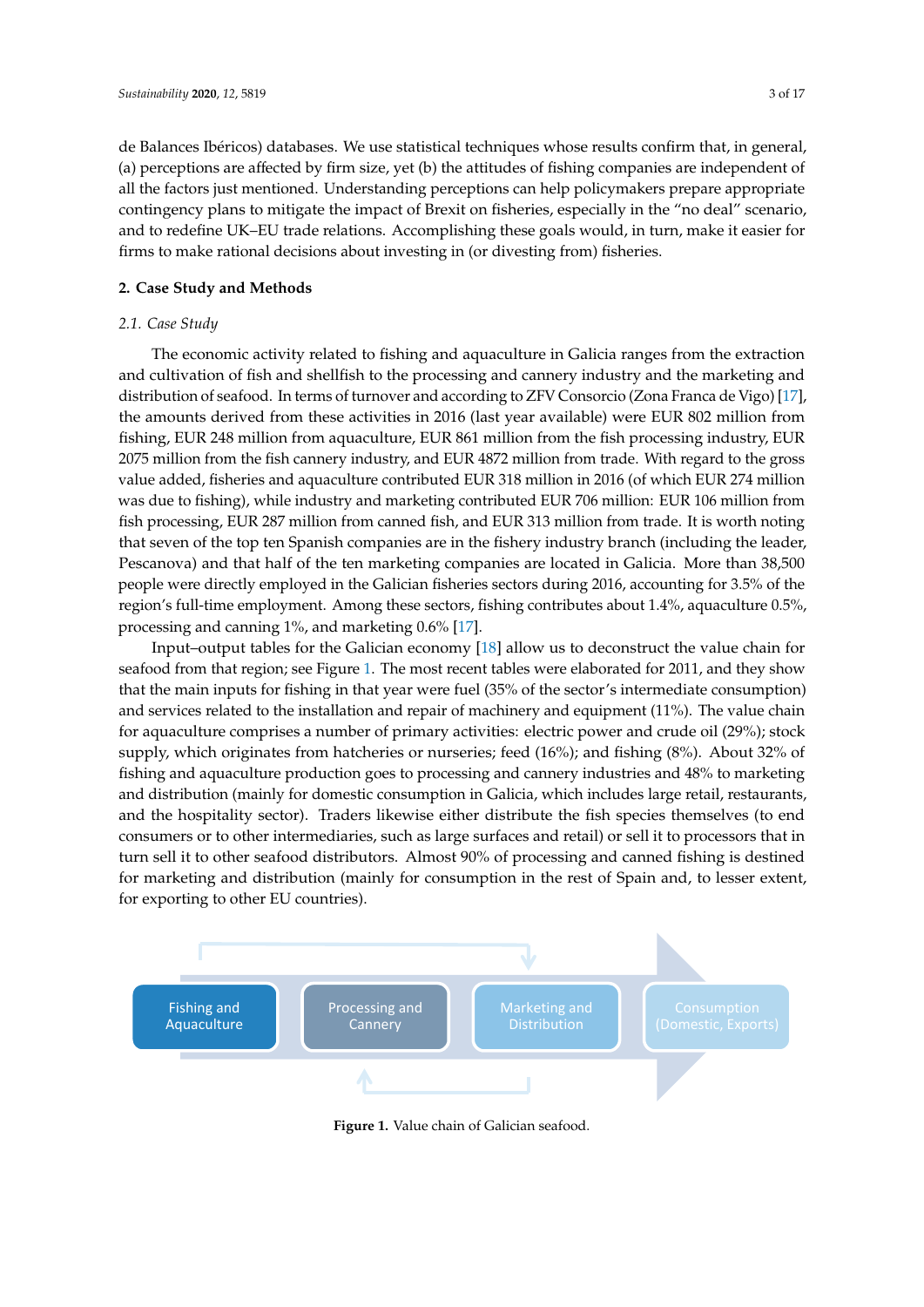de Balances Ibéricos) databases. We use statistical techniques whose results confirm that, in general, (a) perceptions are affected by firm size, yet (b) the attitudes of fishing companies are independent of all the factors just mentioned. Understanding perceptions can help policymakers prepare appropriate contingency plans to mitigate the impact of Brexit on fisheries, especially in the "no deal" scenario, and to redefine UK–EU trade relations. Accomplishing these goals would, in turn, make it easier for firms to make rational decisions about investing in (or divesting from) fisheries.

## 2. Case Study and Methods

### 2.1. Case Study

The economic activity related to fishing and aquaculture in Galicia ranges from the extraction and cultivation of fish and shellfish to the processing and cannery industry and the marketing and distribution of seafood. In terms of turnover and according to ZFV Consorcio (Zona Franca de Vigo) [17], the amounts derived from these activities in 2016 (last year available) were EUR 802 million from fishing, EUR 248 million from aquaculture, EUR 861 million from the fish processing industry, EUR 2075 million from the fish cannery industry, and EUR 4872 million from trade. With regard to the gross value added, fisheries and aquaculture contributed EUR 318 million in 2016 (of which EUR 274 million was due to fishing), while industry and marketing contributed EUR 706 million: EUR 106 million from fish processing, EUR 287 million from canned fish, and EUR 313 million from trade. It is worth noting that seven of the top ten Spanish companies are in the fishery industry branch (including the leader, Pescanova) and that half of the ten marketing companies are located in Galicia. More than 38,500 people were directly employed in the Galician fisheries sectors during 2016, accounting for 3.5% of the region's full-time employment. Among these sectors, fishing contributes about 1.4%, aquaculture 0.5%, processing and canning 1%, and marketing 0.6% [17].

Input–output tables for the Galician economy [18] allow us to deconstruct the value chain for seafood from that region; see Figure 1. The most recent tables were elaborated for 2011, and they show that the main inputs for fishing in that year were fuel (35% of the sector's intermediate consumption) and services related to the installation and repair of machinery and equipment (11%). The value chain for aquaculture comprises a number of primary activities: electric power and crude oil (29%); stock supply, which originates from hatcheries or nurseries; feed (16%); and fishing (8%). About 32% of fishing and aquaculture production goes to processing and cannery industries and 48% to marketing and distribution (mainly for domestic consumption in Galicia, which includes large retail, restaurants, and the hospitality sector). Traders likewise either distribute the fish species themselves (to end consumers or to other intermediaries, such as large surfaces and retail) or sell it to processors that in turn sell it to other seafood distributors. Almost 90% of processing and canned fishing is destined for marketing and distribution (mainly for consumption in the rest of Spain and, to lesser extent, for exporting to other EU countries).

Fishing and Aquaculture → Processing and Cannery → Marketing and Distribution → Consumption (Domestic, Exports)

**Figure 1.** Value chain of Galician seafood.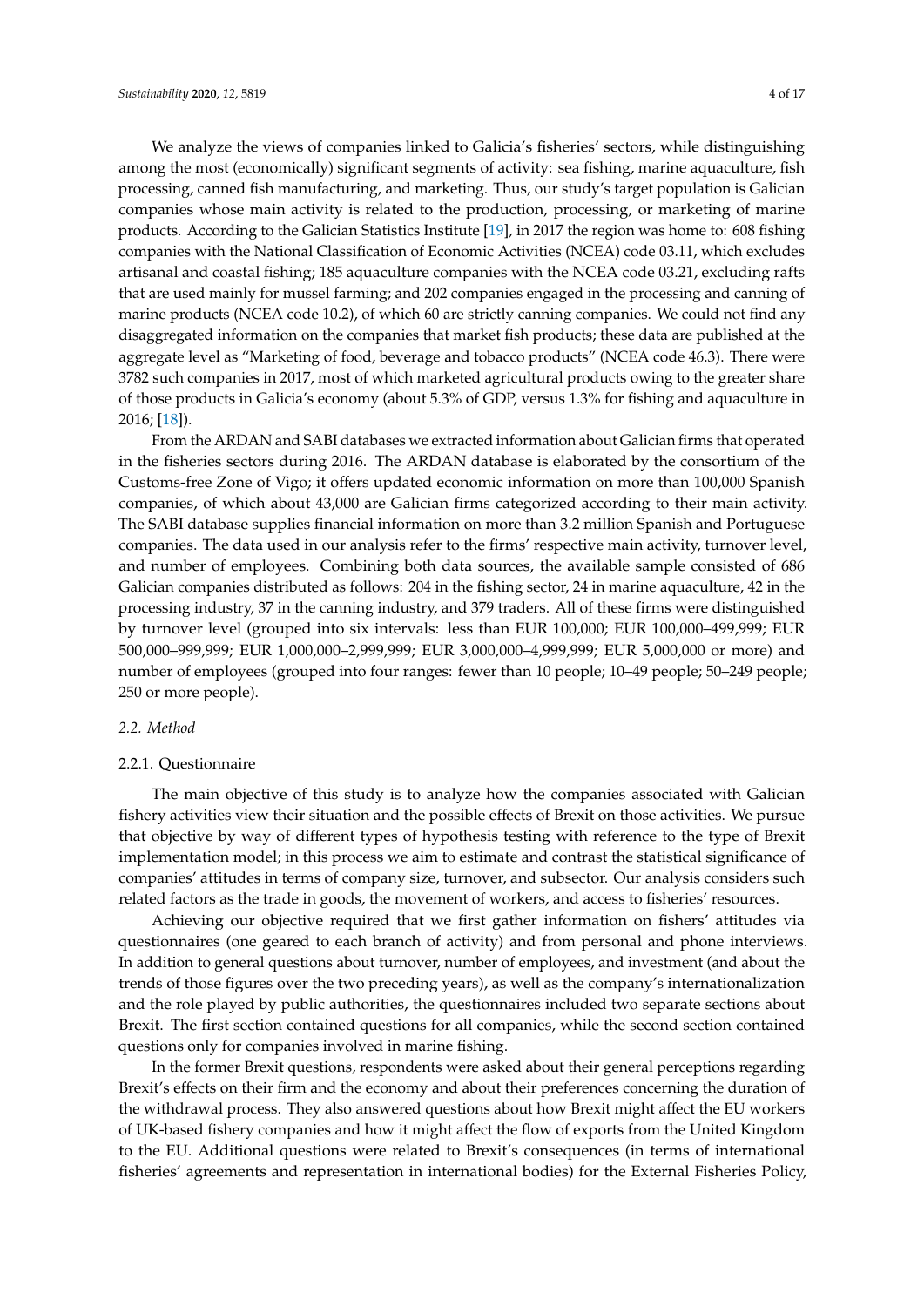We analyze the views of companies linked to Galicia's fisheries' sectors, while distinguishing among the most (economically) significant segments of activity: sea fishing, marine aquaculture, fish processing, canned fish manufacturing, and marketing. Thus, our study's target population is Galician companies whose main activity is related to the production, processing, or marketing of marine products. According to the Galician Statistics Institute [19], in 2017 the region was home to: 608 fishing companies with the National Classification of Economic Activities (NCEA) code 03.11, which excludes artisanal and coastal fishing; 185 aquaculture companies with the NCEA code 03.21, excluding rafts that are used mainly for mussel farming; and 202 companies engaged in the processing and canning of marine products (NCEA code 10.2), of which 60 are strictly canning companies. We could not find any disaggregated information on the companies that market fish products; these data are published at the aggregate level as "Marketing of food, beverage and tobacco products" (NCEA code 46.3). There were 3782 such companies in 2017, most of which marketed agricultural products owing to the greater share of those products in Galicia's economy (about 5.3% of GDP, versus 1.3% for fishing and aquaculture in 2016; [18]).

From the ARDAN and SABI databases we extracted information about Galician firms that operated in the fisheries sectors during 2016. The ARDAN database is elaborated by the consortium of the Customs-free Zone of Vigo; it offers updated economic information on more than 100,000 Spanish companies, of which about 43,000 are Galician firms categorized according to their main activity. The SABI database supplies financial information on more than 3.2 million Spanish and Portuguese companies. The data used in our analysis refer to the firms' respective main activity, turnover level, and number of employees. Combining both data sources, the available sample consisted of 686 Galician companies distributed as follows: 204 in the fishing sector, 24 in marine aquaculture, 42 in the processing industry, 37 in the canning industry, and 379 traders. All of these firms were distinguished by turnover level (grouped into six intervals: less than EUR 100,000; EUR 100,000–499,999; EUR 500,000–999,999; EUR 1,000,000–2,999,999; EUR 3,000,000–4,999,999; EUR 5,000,000 or more) and number of employees (grouped into four ranges: fewer than 10 people; 10–49 people; 50–249 people; 250 or more people).

### *2.2. Method*

#### 2.2.1. Questionnaire

The main objective of this study is to analyze how the companies associated with Galician fishery activities view their situation and the possible effects of Brexit on those activities. We pursue that objective by way of different types of hypothesis testing with reference to the type of Brexit implementation model; in this process we aim to estimate and contrast the statistical significance of companies' attitudes in terms of company size, turnover, and subsector. Our analysis considers such related factors as the trade in goods, the movement of workers, and access to fisheries' resources.

Achieving our objective required that we first gather information on fishers' attitudes via questionnaires (one geared to each branch of activity) and from personal and phone interviews. In addition to general questions about turnover, number of employees, and investment (and about the trends of those figures over the two preceding years), as well as the company's internationalization and the role played by public authorities, the questionnaires included two separate sections about Brexit. The first section contained questions for all companies, while the second section contained questions only for companies involved in marine fishing.

In the former Brexit questions, respondents were asked about their general perceptions regarding Brexit's effects on their firm and the economy and about their preferences concerning the duration of the withdrawal process. They also answered questions about how Brexit might affect the EU workers of UK-based fishery companies and how it might affect the flow of exports from the United Kingdom to the EU. Additional questions were related to Brexit's consequences (in terms of international fisheries' agreements and representation in international bodies) for the External Fisheries Policy,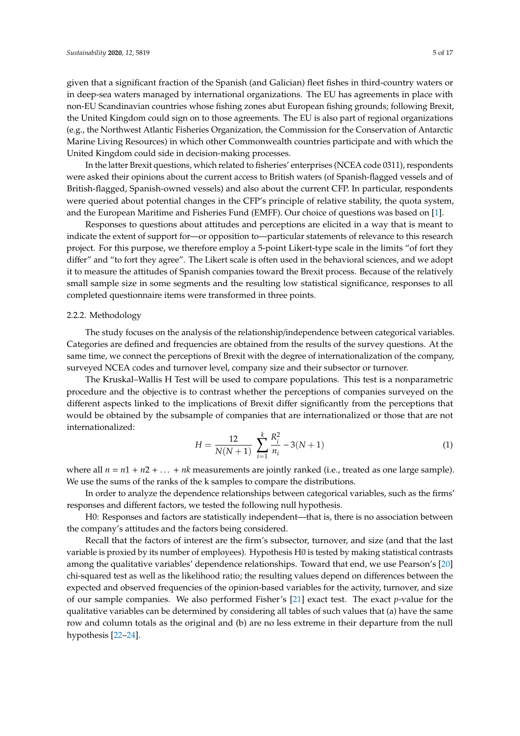given that a significant fraction of the Spanish (and Galician) fleet fishes in third-country waters or in deep-sea waters managed by international organizations. The EU has agreements in place with non-EU Scandinavian countries whose fishing zones abut European fishing grounds; following Brexit, the United Kingdom could sign on to those agreements. The EU is also part of regional organizations (e.g., the Northwest Atlantic Fisheries Organization, the Commission for the Conservation of Antarctic Marine Living Resources) in which other Commonwealth countries participate and with which the United Kingdom could side in decision-making processes.

In the latter Brexit questions, which related to fisheries' enterprises (NCEA code 0311), respondents were asked their opinions about the current access to British waters (of Spanish-flagged vessels and of British-flagged, Spanish-owned vessels) and also about the current CFP. In particular, respondents were queried about potential changes in the CFP's principle of relative stability, the quota system, and the European Maritime and Fisheries Fund (EMFF). Our choice of questions was based on [1].

Responses to questions about attitudes and perceptions are elicited in a way that is meant to indicate the extent of support for—or opposition to—particular statements of relevance to this research project. For this purpose, we therefore employ a 5-point Likert-type scale in the limits "of fort they differ" and "to fort they agree". The Likert scale is often used in the behavioral sciences, and we adopt it to measure the attitudes of Spanish companies toward the Brexit process. Because of the relatively small sample size in some segments and the resulting low statistical significance, responses to all completed questionnaire items were transformed in three points.

#### 2.2.2. Methodology

The study focuses on the analysis of the relationship/independence between categorical variables. Categories are defined and frequencies are obtained from the results of the survey questions. At the same time, we connect the perceptions of Brexit with the degree of internationalization of the company, surveyed NCEA codes and turnover level, company size and their subsector or turnover.

The Kruskal–Wallis H Test will be used to compare populations. This test is a nonparametric procedure and the objective is to contrast whether the perceptions of companies surveyed on the different aspects linked to the implications of Brexit differ significantly from the perceptions that would be obtained by the subsample of companies that are internationalized or those that are not internationalized:

$$H = \frac{12}{N(N+1)} \sum_{i=1}^{k} \frac{R_i^2}{n_i} - 3(N+1) \tag{1}$$

where all $n = n1 + n2 + \ldots + nk$ measurements are jointly ranked (i.e., treated as one large sample). We use the sums of the ranks of the k samples to compare the distributions.

In order to analyze the dependence relationships between categorical variables, such as the firms' responses and different factors, we tested the following null hypothesis.

H0: Responses and factors are statistically independent—that is, there is no association between the company's attitudes and the factors being considered.

Recall that the factors of interest are the firm's subsector, turnover, and size (and that the last variable is proxied by its number of employees). Hypothesis H0 is tested by making statistical contrasts among the qualitative variables' dependence relationships. Toward that end, we use Pearson's [20] chi-squared test as well as the likelihood ratio; the resulting values depend on differences between the expected and observed frequencies of the opinion-based variables for the activity, turnover, and size of our sample companies. We also performed Fisher's [21] exact test. The exact *p*-value for the qualitative variables can be determined by considering all tables of such values that (a) have the same row and column totals as the original and (b) are no less extreme in their departure from the null hypothesis [22–24].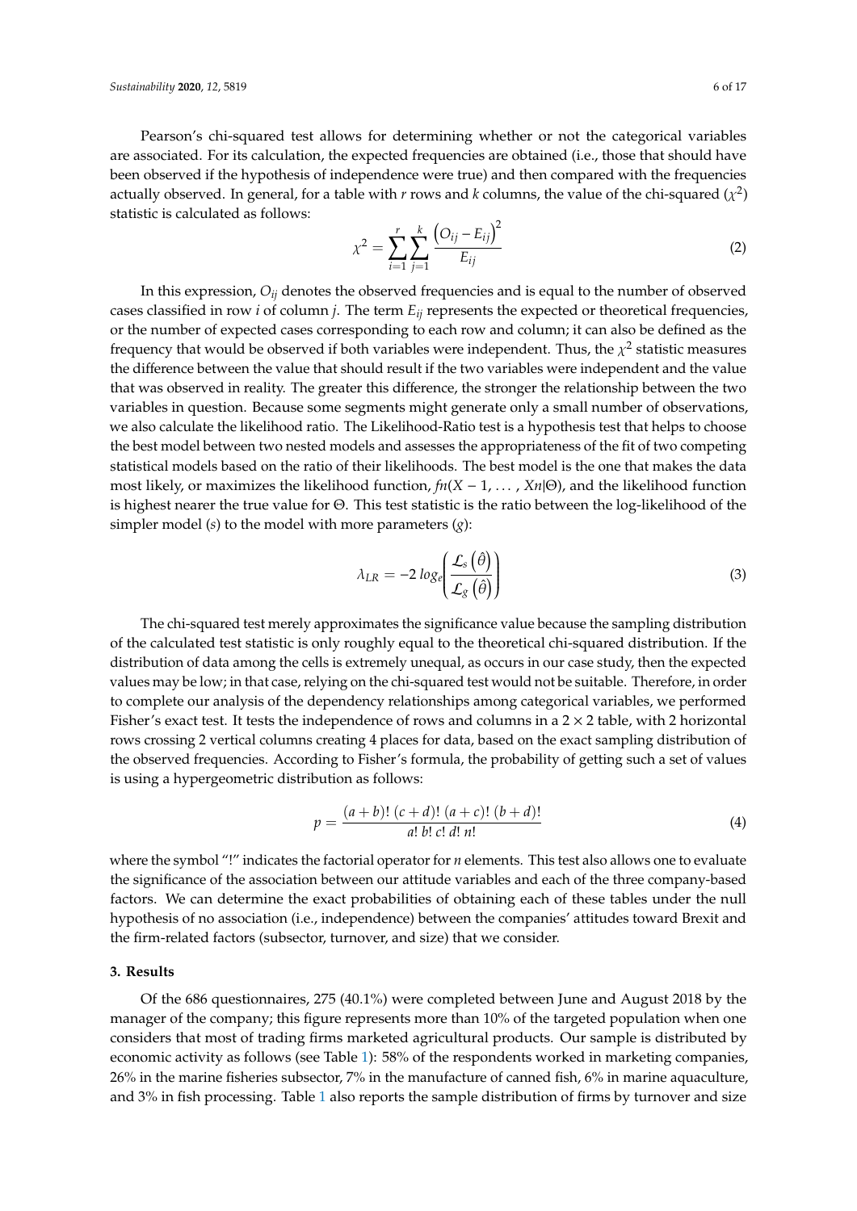Pearson's chi-squared test allows for determining whether or not the categorical variables are associated. For its calculation, the expected frequencies are obtained (i.e., those that should have been observed if the hypothesis of independence were true) and then compared with the frequencies actually observed. In general, for a table with $r$ rows and $k$ columns, the value of the chi-squared ($\chi^2$) statistic is calculated as follows:

$$\chi^2 = \sum_{i=1}^{r} \sum_{j=1}^{k} \frac{\left(O_{ij} - E_{ij}\right)^2}{E_{ij}} \tag{2}$$

In this expression, $O_{ij}$ denotes the observed frequencies and is equal to the number of observed cases classified in row $i$ of column $j$. The term $E_{ij}$ represents the expected or theoretical frequencies, or the number of expected cases corresponding to each row and column; it can also be defined as the frequency that would be observed if both variables were independent. Thus, the $\chi^2$ statistic measures the difference between the value that should result if the two variables were independent and the value that was observed in reality. The greater this difference, the stronger the relationship between the two variables in question. Because some segments might generate only a small number of observations, we also calculate the likelihood ratio. The Likelihood-Ratio test is a hypothesis test that helps to choose the best model between two nested models and assesses the appropriateness of the fit of two competing statistical models based on the ratio of their likelihoods. The best model is the one that makes the data most likely, or maximizes the likelihood function, $fn(X - 1, \ldots, Xn|\Theta)$, and the likelihood function is highest nearer the true value for $\Theta$. This test statistic is the ratio between the log-likelihood of the simpler model ($s$) to the model with more parameters ($g$):

$$\lambda_{LR} = -2\, log_e\left(\frac{\mathcal{L}_s\left(\hat{\theta}\right)}{\mathcal{L}_g\left(\hat{\theta}\right)}\right) \tag{3}$$

The chi-squared test merely approximates the significance value because the sampling distribution of the calculated test statistic is only roughly equal to the theoretical chi-squared distribution. If the distribution of data among the cells is extremely unequal, as occurs in our case study, then the expected values may be low; in that case, relying on the chi-squared test would not be suitable. Therefore, in order to complete our analysis of the dependency relationships among categorical variables, we performed Fisher's exact test. It tests the independence of rows and columns in a $2 \times 2$ table, with 2 horizontal rows crossing 2 vertical columns creating 4 places for data, based on the exact sampling distribution of the observed frequencies. According to Fisher's formula, the probability of getting such a set of values is using a hypergeometric distribution as follows:

$$p = \frac{(a+b)!\,(c+d)!\,(a+c)!\,(b+d)!}{a!\,b!\,c!\,d!\,n!} \tag{4}$$

where the symbol "!" indicates the factorial operator for $n$ elements. This test also allows one to evaluate the significance of the association between our attitude variables and each of the three company-based factors. We can determine the exact probabilities of obtaining each of these tables under the null hypothesis of no association (i.e., independence) between the companies' attitudes toward Brexit and the firm-related factors (subsector, turnover, and size) that we consider.

## 3. Results

Of the 686 questionnaires, 275 (40.1%) were completed between June and August 2018 by the manager of the company; this figure represents more than 10% of the targeted population when one considers that most of trading firms marketed agricultural products. Our sample is distributed by economic activity as follows (see Table 1): 58% of the respondents worked in marketing companies, 26% in the marine fisheries subsector, 7% in the manufacture of canned fish, 6% in marine aquaculture, and 3% in fish processing. Table 1 also reports the sample distribution of firms by turnover and size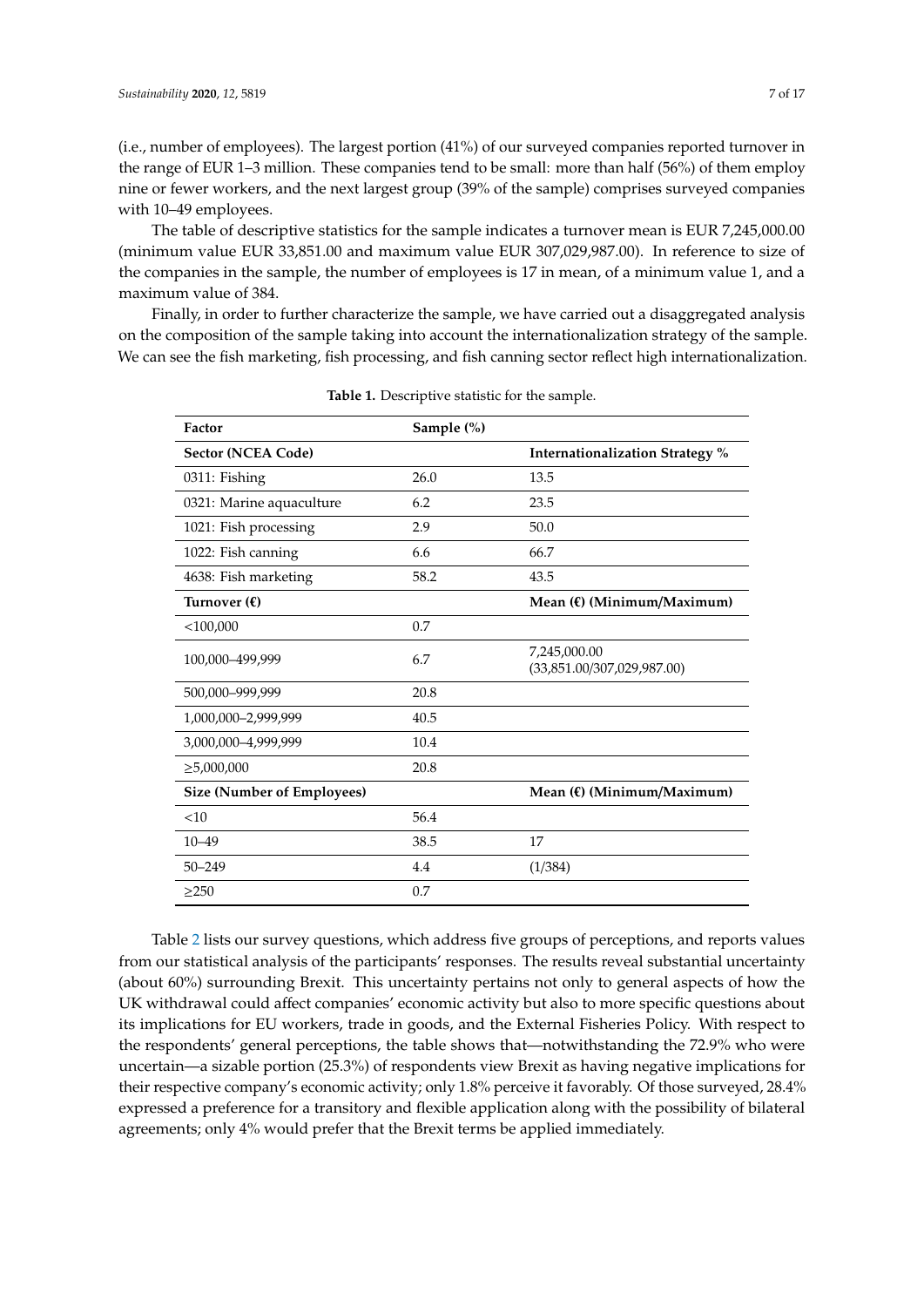(i.e., number of employees). The largest portion (41%) of our surveyed companies reported turnover in the range of EUR 1–3 million. These companies tend to be small: more than half (56%) of them employ nine or fewer workers, and the next largest group (39% of the sample) comprises surveyed companies with 10–49 employees.

The table of descriptive statistics for the sample indicates a turnover mean is EUR 7,245,000.00 (minimum value EUR 33,851.00 and maximum value EUR 307,029,987.00). In reference to size of the companies in the sample, the number of employees is 17 in mean, of a minimum value 1, and a maximum value of 384.

Finally, in order to further characterize the sample, we have carried out a disaggregated analysis on the composition of the sample taking into account the internationalization strategy of the sample. We can see the fish marketing, fish processing, and fish canning sector reflect high internationalization.

**Table 1.** Descriptive statistic for the sample.

| Factor | Sample (%) | |
|---|---|---|
| **Sector (NCEA Code)** | | **Internationalization Strategy %** |
| 0311: Fishing | 26.0 | 13.5 |
| 0321: Marine aquaculture | 6.2 | 23.5 |
| 1021: Fish processing | 2.9 | 50.0 |
| 1022: Fish canning | 6.6 | 66.7 |
| 4638: Fish marketing | 58.2 | 43.5 |
| **Turnover (€)** | | **Mean (€) (Minimum/Maximum)** |
| <100,000 | 0.7 | |
| 100,000–499,999 | 6.7 | 7,245,000.00 (33,851.00/307,029,987.00) |
| 500,000–999,999 | 20.8 | |
| 1,000,000–2,999,999 | 40.5 | |
| 3,000,000–4,999,999 | 10.4 | |
| ≥5,000,000 | 20.8 | |
| **Size (Number of Employees)** | | **Mean (€) (Minimum/Maximum)** |
| <10 | 56.4 | |
| 10–49 | 38.5 | 17 |
| 50–249 | 4.4 | (1/384) |
| ≥250 | 0.7 | |

Table 2 lists our survey questions, which address five groups of perceptions, and reports values from our statistical analysis of the participants' responses. The results reveal substantial uncertainty (about 60%) surrounding Brexit. This uncertainty pertains not only to general aspects of how the UK withdrawal could affect companies' economic activity but also to more specific questions about its implications for EU workers, trade in goods, and the External Fisheries Policy. With respect to the respondents' general perceptions, the table shows that—notwithstanding the 72.9% who were uncertain—a sizable portion (25.3%) of respondents view Brexit as having negative implications for their respective company's economic activity; only 1.8% perceive it favorably. Of those surveyed, 28.4% expressed a preference for a transitory and flexible application along with the possibility of bilateral agreements; only 4% would prefer that the Brexit terms be applied immediately.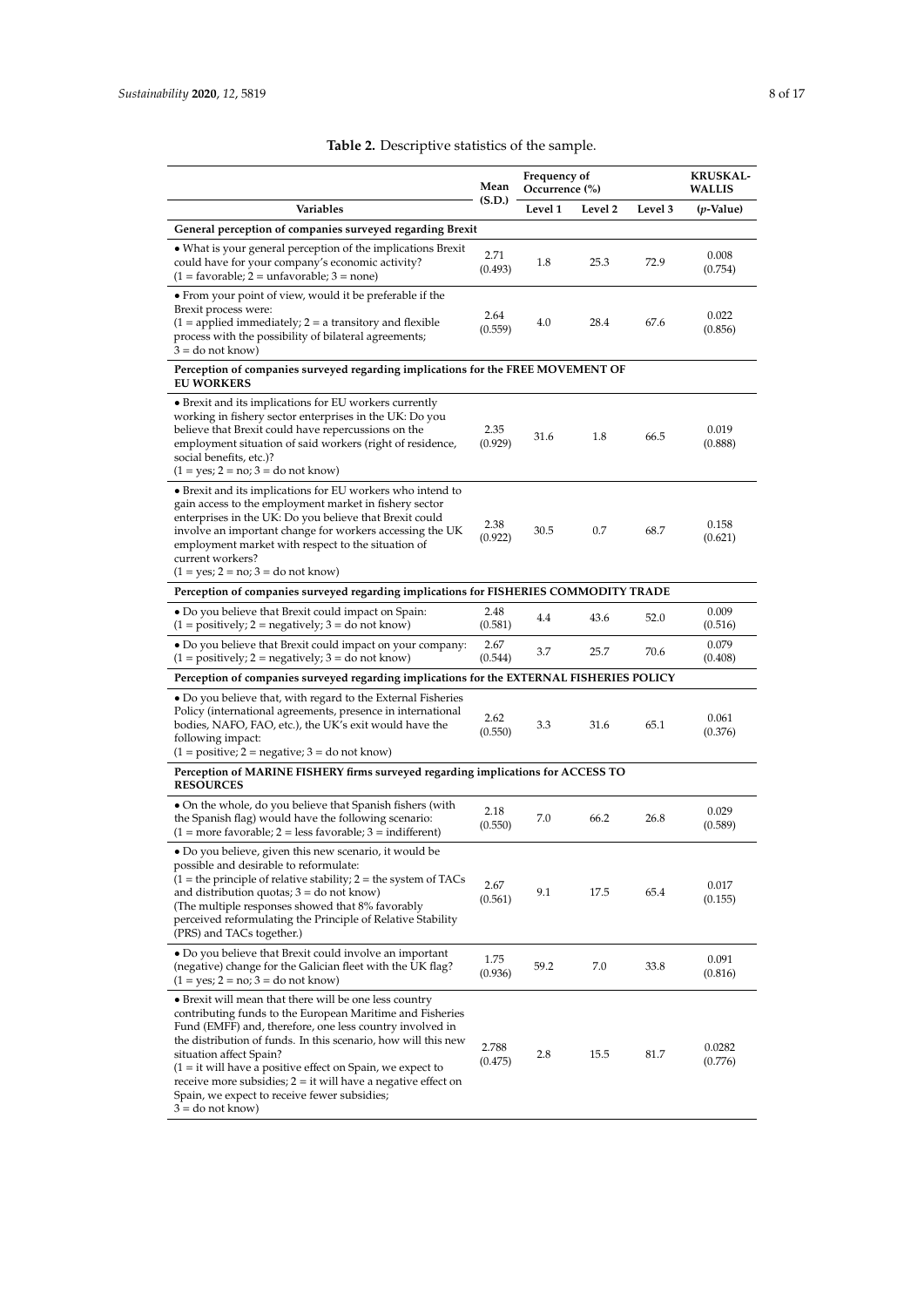**Table 2.** Descriptive statistics of the sample.

| Variables | Mean (S.D.) | Frequency of Occurrence (%) Level 1 | Level 2 | Level 3 | KRUSKAL-WALLIS (*p*-Value) |
|---|---|---|---|---|---|
| **General perception of companies surveyed regarding Brexit** | | | | | |
| • What is your general perception of the implications Brexit could have for your company's economic activity? (1 = favorable; 2 = unfavorable; 3 = none) | 2.71 (0.493) | 1.8 | 25.3 | 72.9 | 0.008 (0.754) |
| • From your point of view, would it be preferable if the Brexit process were: (1 = applied immediately; 2 = a transitory and flexible process with the possibility of bilateral agreements; 3 = do not know) | 2.64 (0.559) | 4.0 | 28.4 | 67.6 | 0.022 (0.856) |
| **Perception of companies surveyed regarding implications for the FREE MOVEMENT OF EU WORKERS** | | | | | |
| • Brexit and its implications for EU workers currently working in fishery sector enterprises in the UK: Do you believe that Brexit could have repercussions on the employment situation of said workers (right of residence, social benefits, etc.)? (1 = yes; 2 = no; 3 = do not know) | 2.35 (0.929) | 31.6 | 1.8 | 66.5 | 0.019 (0.888) |
| • Brexit and its implications for EU workers who intend to gain access to the employment market in fishery sector enterprises in the UK: Do you believe that Brexit could involve an important change for workers accessing the UK employment market with respect to the situation of current workers? (1 = yes; 2 = no; 3 = do not know) | 2.38 (0.922) | 30.5 | 0.7 | 68.7 | 0.158 (0.621) |
| **Perception of companies surveyed regarding implications for FISHERIES COMMODITY TRADE** | | | | | |
| • Do you believe that Brexit could impact on Spain: (1 = positively; 2 = negatively; 3 = do not know) | 2.48 (0.581) | 4.4 | 43.6 | 52.0 | 0.009 (0.516) |
| • Do you believe that Brexit could impact on your company: (1 = positively; 2 = negatively; 3 = do not know) | 2.67 (0.544) | 3.7 | 25.7 | 70.6 | 0.079 (0.408) |
| **Perception of companies surveyed regarding implications for the EXTERNAL FISHERIES POLICY** | | | | | |
| • Do you believe that, with regard to the External Fisheries Policy (international agreements, presence in international bodies, NAFO, FAO, etc.), the UK's exit would have the following impact: (1 = positive; 2 = negative; 3 = do not know) | 2.62 (0.550) | 3.3 | 31.6 | 65.1 | 0.061 (0.376) |
| **Perception of MARINE FISHERY firms surveyed regarding implications for ACCESS TO RESOURCES** | | | | | |
| • On the whole, do you believe that Spanish fishers (with the Spanish flag) would have the following scenario: (1 = more favorable; 2 = less favorable; 3 = indifferent) | 2.18 (0.550) | 7.0 | 66.2 | 26.8 | 0.029 (0.589) |
| • Do you believe, given this new scenario, it would be possible and desirable to reformulate: (1 = the principle of relative stability; 2 = the system of TACs and distribution quotas; 3 = do not know) (The multiple responses showed that 8% favorably perceived reformulating the Principle of Relative Stability (PRS) and TACs together.) | 2.67 (0.561) | 9.1 | 17.5 | 65.4 | 0.017 (0.155) |
| • Do you believe that Brexit could involve an important (negative) change for the Galician fleet with the UK flag? (1 = yes; 2 = no; 3 = do not know) | 1.75 (0.936) | 59.2 | 7.0 | 33.8 | 0.091 (0.816) |
| • Brexit will mean that there will be one less country contributing funds to the European Maritime and Fisheries Fund (EMFF) and, therefore, one less country involved in the distribution of funds. In this scenario, how will this new situation affect Spain? (1 = it will have a positive effect on Spain, we expect to receive more subsidies; 2 = it will have a negative effect on Spain, we expect to receive fewer subsidies; 3 = do not know) | 2.788 (0.475) | 2.8 | 15.5 | 81.7 | 0.0282 (0.776) |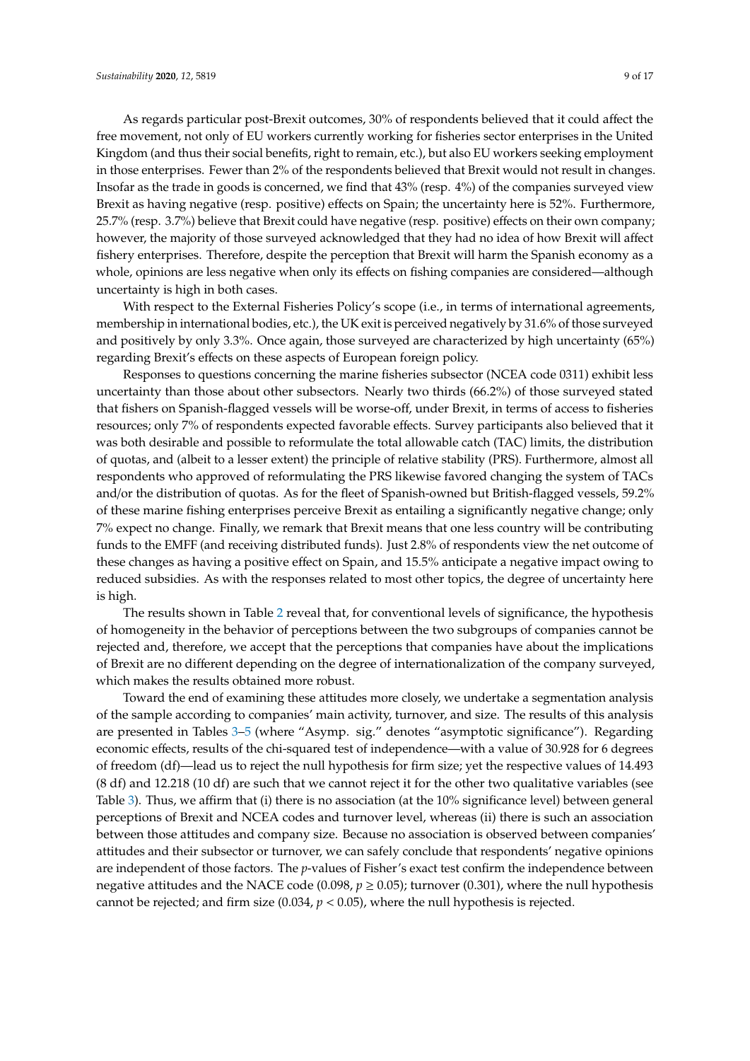As regards particular post-Brexit outcomes, 30% of respondents believed that it could affect the free movement, not only of EU workers currently working for fisheries sector enterprises in the United Kingdom (and thus their social benefits, right to remain, etc.), but also EU workers seeking employment in those enterprises. Fewer than 2% of the respondents believed that Brexit would not result in changes. Insofar as the trade in goods is concerned, we find that 43% (resp. 4%) of the companies surveyed view Brexit as having negative (resp. positive) effects on Spain; the uncertainty here is 52%. Furthermore, 25.7% (resp. 3.7%) believe that Brexit could have negative (resp. positive) effects on their own company; however, the majority of those surveyed acknowledged that they had no idea of how Brexit will affect fishery enterprises. Therefore, despite the perception that Brexit will harm the Spanish economy as a whole, opinions are less negative when only its effects on fishing companies are considered—although uncertainty is high in both cases.

With respect to the External Fisheries Policy's scope (i.e., in terms of international agreements, membership in international bodies, etc.), the UK exit is perceived negatively by 31.6% of those surveyed and positively by only 3.3%. Once again, those surveyed are characterized by high uncertainty (65%) regarding Brexit's effects on these aspects of European foreign policy.

Responses to questions concerning the marine fisheries subsector (NCEA code 0311) exhibit less uncertainty than those about other subsectors. Nearly two thirds (66.2%) of those surveyed stated that fishers on Spanish-flagged vessels will be worse-off, under Brexit, in terms of access to fisheries resources; only 7% of respondents expected favorable effects. Survey participants also believed that it was both desirable and possible to reformulate the total allowable catch (TAC) limits, the distribution of quotas, and (albeit to a lesser extent) the principle of relative stability (PRS). Furthermore, almost all respondents who approved of reformulating the PRS likewise favored changing the system of TACs and/or the distribution of quotas. As for the fleet of Spanish-owned but British-flagged vessels, 59.2% of these marine fishing enterprises perceive Brexit as entailing a significantly negative change; only 7% expect no change. Finally, we remark that Brexit means that one less country will be contributing funds to the EMFF (and receiving distributed funds). Just 2.8% of respondents view the net outcome of these changes as having a positive effect on Spain, and 15.5% anticipate a negative impact owing to reduced subsidies. As with the responses related to most other topics, the degree of uncertainty here is high.

The results shown in Table 2 reveal that, for conventional levels of significance, the hypothesis of homogeneity in the behavior of perceptions between the two subgroups of companies cannot be rejected and, therefore, we accept that the perceptions that companies have about the implications of Brexit are no different depending on the degree of internationalization of the company surveyed, which makes the results obtained more robust.

Toward the end of examining these attitudes more closely, we undertake a segmentation analysis of the sample according to companies' main activity, turnover, and size. The results of this analysis are presented in Tables 3–5 (where "Asymp. sig." denotes "asymptotic significance"). Regarding economic effects, results of the chi-squared test of independence—with a value of 30.928 for 6 degrees of freedom (df)—lead us to reject the null hypothesis for firm size; yet the respective values of 14.493 (8 df) and 12.218 (10 df) are such that we cannot reject it for the other two qualitative variables (see Table 3). Thus, we affirm that (i) there is no association (at the 10% significance level) between general perceptions of Brexit and NCEA codes and turnover level, whereas (ii) there is such an association between those attitudes and company size. Because no association is observed between companies' attitudes and their subsector or turnover, we can safely conclude that respondents' negative opinions are independent of those factors. The *p*-values of Fisher's exact test confirm the independence between negative attitudes and the NACE code (0.098, $p \geq 0.05$); turnover (0.301), where the null hypothesis cannot be rejected; and firm size (0.034, $p < 0.05$), where the null hypothesis is rejected.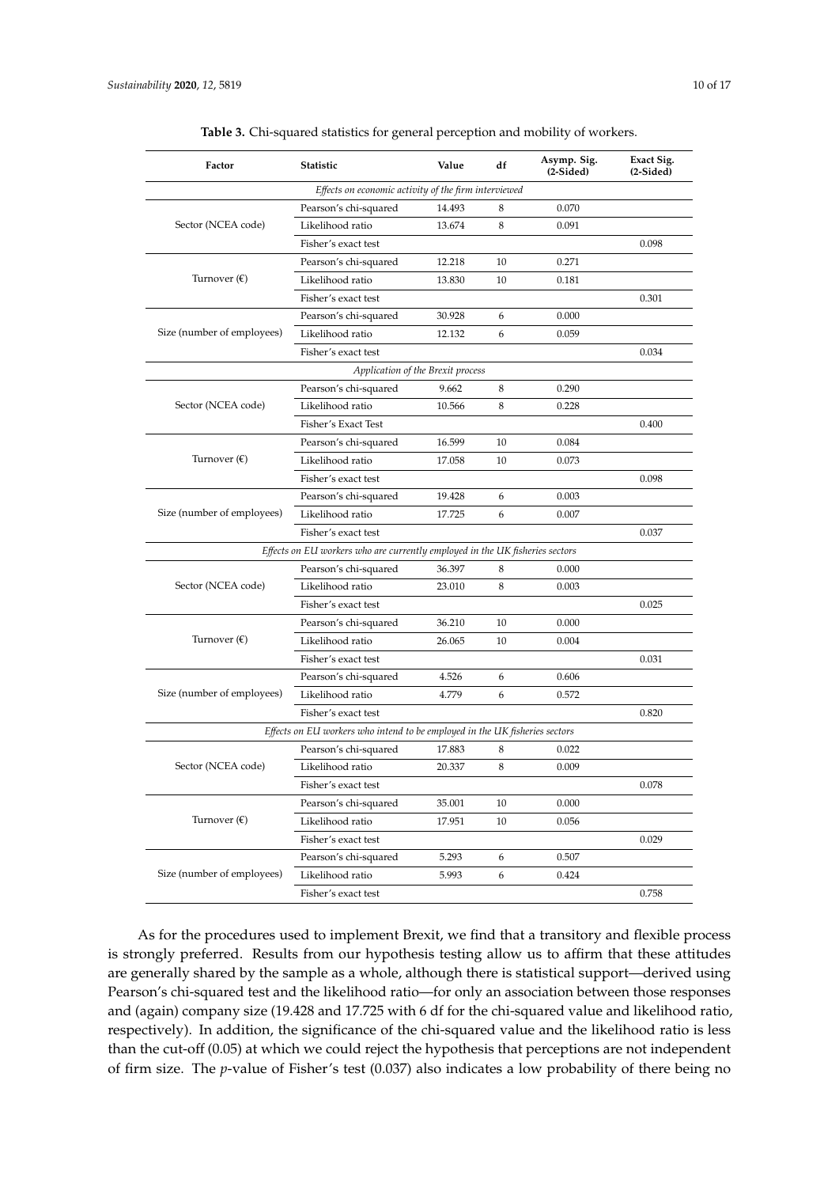**Table 3.** Chi-squared statistics for general perception and mobility of workers.

| Factor | Statistic | Value | df | Asymp. Sig. (2-Sided) | Exact Sig. (2-Sided) |
|---|---|---|---|---|---|
| *Effects on economic activity of the firm interviewed* | | | | | |
| Sector (NCEA code) | Pearson's chi-squared | 14.493 | 8 | 0.070 | |
| | Likelihood ratio | 13.674 | 8 | 0.091 | |
| | Fisher's exact test | | | | 0.098 |
| Turnover (€) | Pearson's chi-squared | 12.218 | 10 | 0.271 | |
| | Likelihood ratio | 13.830 | 10 | 0.181 | |
| | Fisher's exact test | | | | 0.301 |
| Size (number of employees) | Pearson's chi-squared | 30.928 | 6 | 0.000 | |
| | Likelihood ratio | 12.132 | 6 | 0.059 | |
| | Fisher's exact test | | | | 0.034 |
| *Application of the Brexit process* | | | | | |
| Sector (NCEA code) | Pearson's chi-squared | 9.662 | 8 | 0.290 | |
| | Likelihood ratio | 10.566 | 8 | 0.228 | |
| | Fisher's Exact Test | | | | 0.400 |
| Turnover (€) | Pearson's chi-squared | 16.599 | 10 | 0.084 | |
| | Likelihood ratio | 17.058 | 10 | 0.073 | |
| | Fisher's exact test | | | | 0.098 |
| Size (number of employees) | Pearson's chi-squared | 19.428 | 6 | 0.003 | |
| | Likelihood ratio | 17.725 | 6 | 0.007 | |
| | Fisher's exact test | | | | 0.037 |
| *Effects on EU workers who are currently employed in the UK fisheries sectors* | | | | | |
| Sector (NCEA code) | Pearson's chi-squared | 36.397 | 8 | 0.000 | |
| | Likelihood ratio | 23.010 | 8 | 0.003 | |
| | Fisher's exact test | | | | 0.025 |
| Turnover (€) | Pearson's chi-squared | 36.210 | 10 | 0.000 | |
| | Likelihood ratio | 26.065 | 10 | 0.004 | |
| | Fisher's exact test | | | | 0.031 |
| Size (number of employees) | Pearson's chi-squared | 4.526 | 6 | 0.606 | |
| | Likelihood ratio | 4.779 | 6 | 0.572 | |
| | Fisher's exact test | | | | 0.820 |
| *Effects on EU workers who intend to be employed in the UK fisheries sectors* | | | | | |
| Sector (NCEA code) | Pearson's chi-squared | 17.883 | 8 | 0.022 | |
| | Likelihood ratio | 20.337 | 8 | 0.009 | |
| | Fisher's exact test | | | | 0.078 |
| Turnover (€) | Pearson's chi-squared | 35.001 | 10 | 0.000 | |
| | Likelihood ratio | 17.951 | 10 | 0.056 | |
| | Fisher's exact test | | | | 0.029 |
| Size (number of employees) | Pearson's chi-squared | 5.293 | 6 | 0.507 | |
| | Likelihood ratio | 5.993 | 6 | 0.424 | |
| | Fisher's exact test | | | | 0.758 |

As for the procedures used to implement Brexit, we find that a transitory and flexible process is strongly preferred. Results from our hypothesis testing allow us to affirm that these attitudes are generally shared by the sample as a whole, although there is statistical support—derived using Pearson's chi-squared test and the likelihood ratio—for only an association between those responses and (again) company size (19.428 and 17.725 with 6 df for the chi-squared value and likelihood ratio, respectively). In addition, the significance of the chi-squared value and the likelihood ratio is less than the cut-off (0.05) at which we could reject the hypothesis that perceptions are not independent of firm size. The *p*-value of Fisher's test (0.037) also indicates a low probability of there being no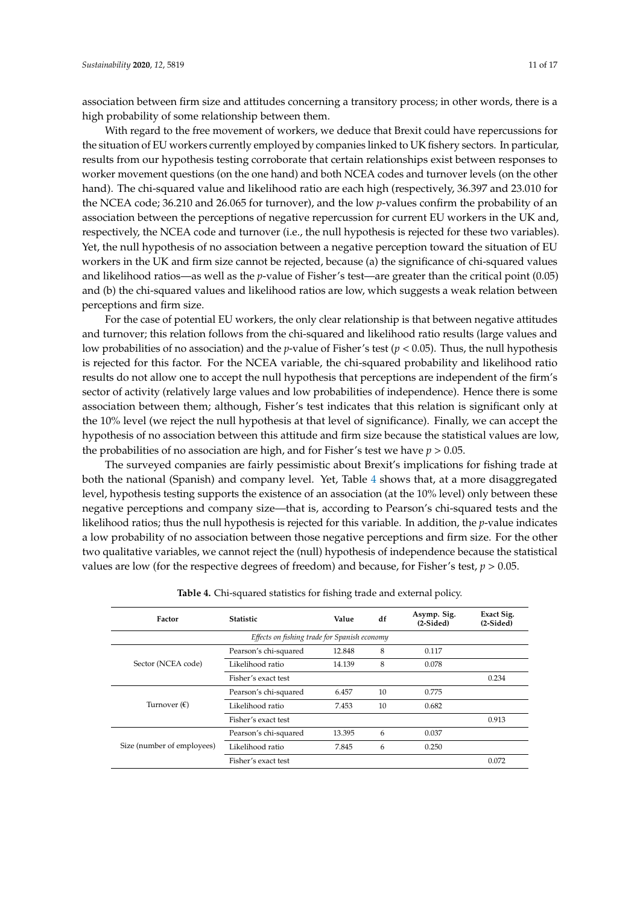association between firm size and attitudes concerning a transitory process; in other words, there is a high probability of some relationship between them.

With regard to the free movement of workers, we deduce that Brexit could have repercussions for the situation of EU workers currently employed by companies linked to UK fishery sectors. In particular, results from our hypothesis testing corroborate that certain relationships exist between responses to worker movement questions (on the one hand) and both NCEA codes and turnover levels (on the other hand). The chi-squared value and likelihood ratio are each high (respectively, 36.397 and 23.010 for the NCEA code; 36.210 and 26.065 for turnover), and the low *p*-values confirm the probability of an association between the perceptions of negative repercussion for current EU workers in the UK and, respectively, the NCEA code and turnover (i.e., the null hypothesis is rejected for these two variables). Yet, the null hypothesis of no association between a negative perception toward the situation of EU workers in the UK and firm size cannot be rejected, because (a) the significance of chi-squared values and likelihood ratios—as well as the *p*-value of Fisher's test—are greater than the critical point (0.05) and (b) the chi-squared values and likelihood ratios are low, which suggests a weak relation between perceptions and firm size.

For the case of potential EU workers, the only clear relationship is that between negative attitudes and turnover; this relation follows from the chi-squared and likelihood ratio results (large values and low probabilities of no association) and the *p*-value of Fisher's test ($p < 0.05$). Thus, the null hypothesis is rejected for this factor. For the NCEA variable, the chi-squared probability and likelihood ratio results do not allow one to accept the null hypothesis that perceptions are independent of the firm's sector of activity (relatively large values and low probabilities of independence). Hence there is some association between them; although, Fisher's test indicates that this relation is significant only at the 10% level (we reject the null hypothesis at that level of significance). Finally, we can accept the hypothesis of no association between this attitude and firm size because the statistical values are low, the probabilities of no association are high, and for Fisher's test we have $p > 0.05$.

The surveyed companies are fairly pessimistic about Brexit's implications for fishing trade at both the national (Spanish) and company level. Yet, Table 4 shows that, at a more disaggregated level, hypothesis testing supports the existence of an association (at the 10% level) only between these negative perceptions and company size—that is, according to Pearson's chi-squared tests and the likelihood ratios; thus the null hypothesis is rejected for this variable. In addition, the *p*-value indicates a low probability of no association between those negative perceptions and firm size. For the other two qualitative variables, we cannot reject the (null) hypothesis of independence because the statistical values are low (for the respective degrees of freedom) and because, for Fisher's test, $p > 0.05$.

**Table 4.** Chi-squared statistics for fishing trade and external policy.

| Factor | Statistic | Value | df | Asymp. Sig. (2-Sided) | Exact Sig. (2-Sided) |
|---|---|---|---|---|---|
| *Effects on fishing trade for Spanish economy* | | | | | |
| Sector (NCEA code) | Pearson's chi-squared | 12.848 | 8 | 0.117 | |
| | Likelihood ratio | 14.139 | 8 | 0.078 | |
| | Fisher's exact test | | | | 0.234 |
| Turnover (€) | Pearson's chi-squared | 6.457 | 10 | 0.775 | |
| | Likelihood ratio | 7.453 | 10 | 0.682 | |
| | Fisher's exact test | | | | 0.913 |
| Size (number of employees) | Pearson's chi-squared | 13.395 | 6 | 0.037 | |
| | Likelihood ratio | 7.845 | 6 | 0.250 | |
| | Fisher's exact test | | | | 0.072 |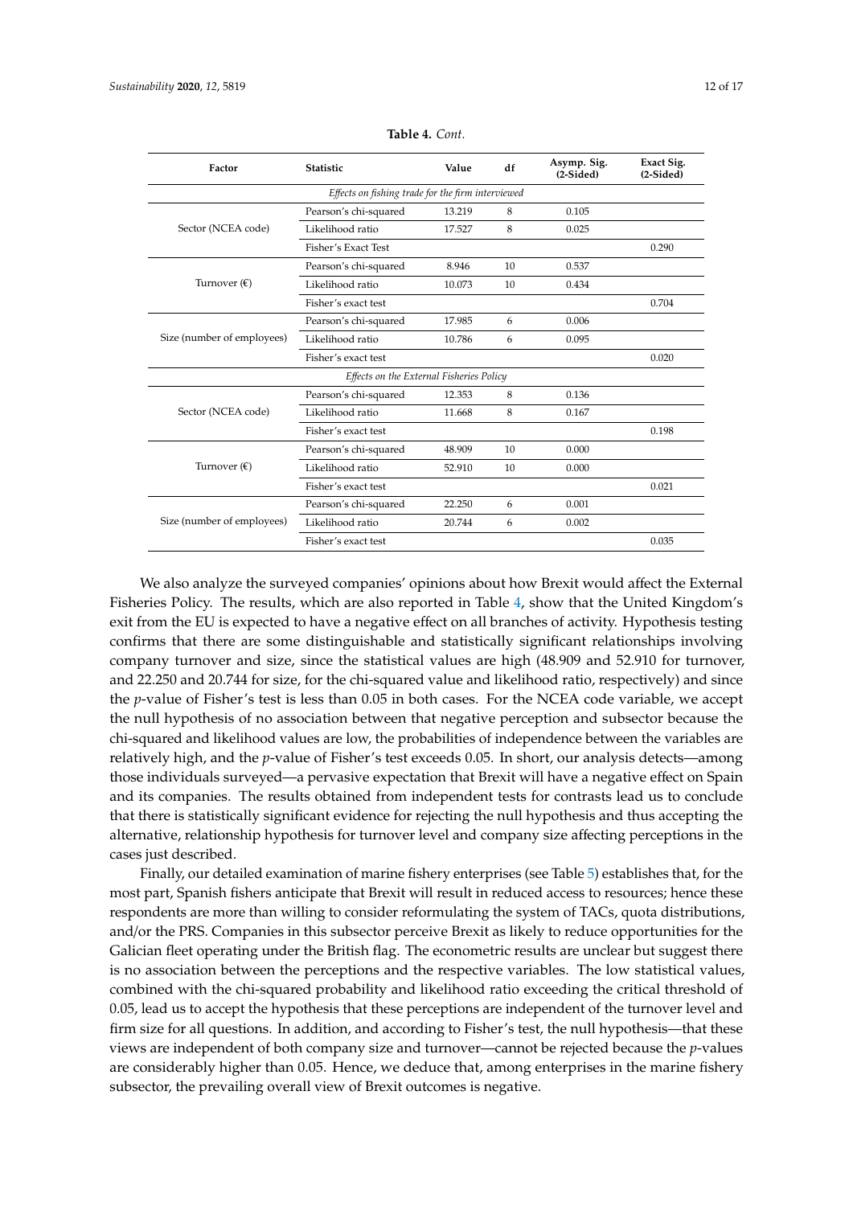**Table 4.** *Cont.*

| Factor | Statistic | Value | df | Asymp. Sig. (2-Sided) | Exact Sig. (2-Sided) |
|---|---|---|---|---|---|
| *Effects on fishing trade for the firm interviewed* | | | | | |
| Sector (NCEA code) | Pearson's chi-squared | 13.219 | 8 | 0.105 | |
| | Likelihood ratio | 17.527 | 8 | 0.025 | |
| | Fisher's Exact Test | | | | 0.290 |
| Turnover (€) | Pearson's chi-squared | 8.946 | 10 | 0.537 | |
| | Likelihood ratio | 10.073 | 10 | 0.434 | |
| | Fisher's exact test | | | | 0.704 |
| Size (number of employees) | Pearson's chi-squared | 17.985 | 6 | 0.006 | |
| | Likelihood ratio | 10.786 | 6 | 0.095 | |
| | Fisher's exact test | | | | 0.020 |
| *Effects on the External Fisheries Policy* | | | | | |
| Sector (NCEA code) | Pearson's chi-squared | 12.353 | 8 | 0.136 | |
| | Likelihood ratio | 11.668 | 8 | 0.167 | |
| | Fisher's exact test | | | | 0.198 |
| Turnover (€) | Pearson's chi-squared | 48.909 | 10 | 0.000 | |
| | Likelihood ratio | 52.910 | 10 | 0.000 | |
| | Fisher's exact test | | | | 0.021 |
| Size (number of employees) | Pearson's chi-squared | 22.250 | 6 | 0.001 | |
| | Likelihood ratio | 20.744 | 6 | 0.002 | |
| | Fisher's exact test | | | | 0.035 |

We also analyze the surveyed companies' opinions about how Brexit would affect the External Fisheries Policy. The results, which are also reported in Table 4, show that the United Kingdom's exit from the EU is expected to have a negative effect on all branches of activity. Hypothesis testing confirms that there are some distinguishable and statistically significant relationships involving company turnover and size, since the statistical values are high (48.909 and 52.910 for turnover, and 22.250 and 20.744 for size, for the chi-squared value and likelihood ratio, respectively) and since the *p*-value of Fisher's test is less than 0.05 in both cases. For the NCEA code variable, we accept the null hypothesis of no association between that negative perception and subsector because the chi-squared and likelihood values are low, the probabilities of independence between the variables are relatively high, and the *p*-value of Fisher's test exceeds 0.05. In short, our analysis detects—among those individuals surveyed—a pervasive expectation that Brexit will have a negative effect on Spain and its companies. The results obtained from independent tests for contrasts lead us to conclude that there is statistically significant evidence for rejecting the null hypothesis and thus accepting the alternative, relationship hypothesis for turnover level and company size affecting perceptions in the cases just described.

Finally, our detailed examination of marine fishery enterprises (see Table 5) establishes that, for the most part, Spanish fishers anticipate that Brexit will result in reduced access to resources; hence these respondents are more than willing to consider reformulating the system of TACs, quota distributions, and/or the PRS. Companies in this subsector perceive Brexit as likely to reduce opportunities for the Galician fleet operating under the British flag. The econometric results are unclear but suggest there is no association between the perceptions and the respective variables. The low statistical values, combined with the chi-squared probability and likelihood ratio exceeding the critical threshold of 0.05, lead us to accept the hypothesis that these perceptions are independent of the turnover level and firm size for all questions. In addition, and according to Fisher's test, the null hypothesis—that these views are independent of both company size and turnover—cannot be rejected because the *p*-values are considerably higher than 0.05. Hence, we deduce that, among enterprises in the marine fishery subsector, the prevailing overall view of Brexit outcomes is negative.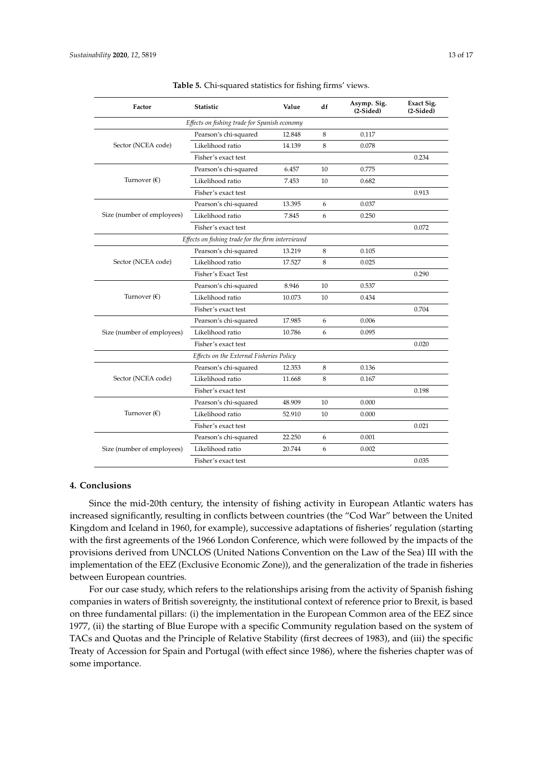**Table 5.** Chi-squared statistics for fishing firms' views.

| Factor | Statistic | Value | df | Asymp. Sig. (2-Sided) | Exact Sig. (2-Sided) |
|---|---|---|---|---|---|
| *Effects on fishing trade for Spanish economy* | | | | | |
| Sector (NCEA code) | Pearson's chi-squared | 12.848 | 8 | 0.117 | |
| | Likelihood ratio | 14.139 | 8 | 0.078 | |
| | Fisher's exact test | | | | 0.234 |
| Turnover (€) | Pearson's chi-squared | 6.457 | 10 | 0.775 | |
| | Likelihood ratio | 7.453 | 10 | 0.682 | |
| | Fisher's exact test | | | | 0.913 |
| Size (number of employees) | Pearson's chi-squared | 13.395 | 6 | 0.037 | |
| | Likelihood ratio | 7.845 | 6 | 0.250 | |
| | Fisher's exact test | | | | 0.072 |
| *Effects on fishing trade for the firm interviewed* | | | | | |
| Sector (NCEA code) | Pearson's chi-squared | 13.219 | 8 | 0.105 | |
| | Likelihood ratio | 17.527 | 8 | 0.025 | |
| | Fisher's Exact Test | | | | 0.290 |
| Turnover (€) | Pearson's chi-squared | 8.946 | 10 | 0.537 | |
| | Likelihood ratio | 10.073 | 10 | 0.434 | |
| | Fisher's exact test | | | | 0.704 |
| Size (number of employees) | Pearson's chi-squared | 17.985 | 6 | 0.006 | |
| | Likelihood ratio | 10.786 | 6 | 0.095 | |
| | Fisher's exact test | | | | 0.020 |
| *Effects on the External Fisheries Policy* | | | | | |
| Sector (NCEA code) | Pearson's chi-squared | 12.353 | 8 | 0.136 | |
| | Likelihood ratio | 11.668 | 8 | 0.167 | |
| | Fisher's exact test | | | | 0.198 |
| Turnover (€) | Pearson's chi-squared | 48.909 | 10 | 0.000 | |
| | Likelihood ratio | 52.910 | 10 | 0.000 | |
| | Fisher's exact test | | | | 0.021 |
| Size (number of employees) | Pearson's chi-squared | 22.250 | 6 | 0.001 | |
| | Likelihood ratio | 20.744 | 6 | 0.002 | |
| | Fisher's exact test | | | | 0.035 |

## 4. Conclusions

Since the mid-20th century, the intensity of fishing activity in European Atlantic waters has increased significantly, resulting in conflicts between countries (the "Cod War" between the United Kingdom and Iceland in 1960, for example), successive adaptations of fisheries' regulation (starting with the first agreements of the 1966 London Conference, which were followed by the impacts of the provisions derived from UNCLOS (United Nations Convention on the Law of the Sea) III with the implementation of the EEZ (Exclusive Economic Zone)), and the generalization of the trade in fisheries between European countries.

For our case study, which refers to the relationships arising from the activity of Spanish fishing companies in waters of British sovereignty, the institutional context of reference prior to Brexit, is based on three fundamental pillars: (i) the implementation in the European Common area of the EEZ since 1977, (ii) the starting of Blue Europe with a specific Community regulation based on the system of TACs and Quotas and the Principle of Relative Stability (first decrees of 1983), and (iii) the specific Treaty of Accession for Spain and Portugal (with effect since 1986), where the fisheries chapter was of some importance.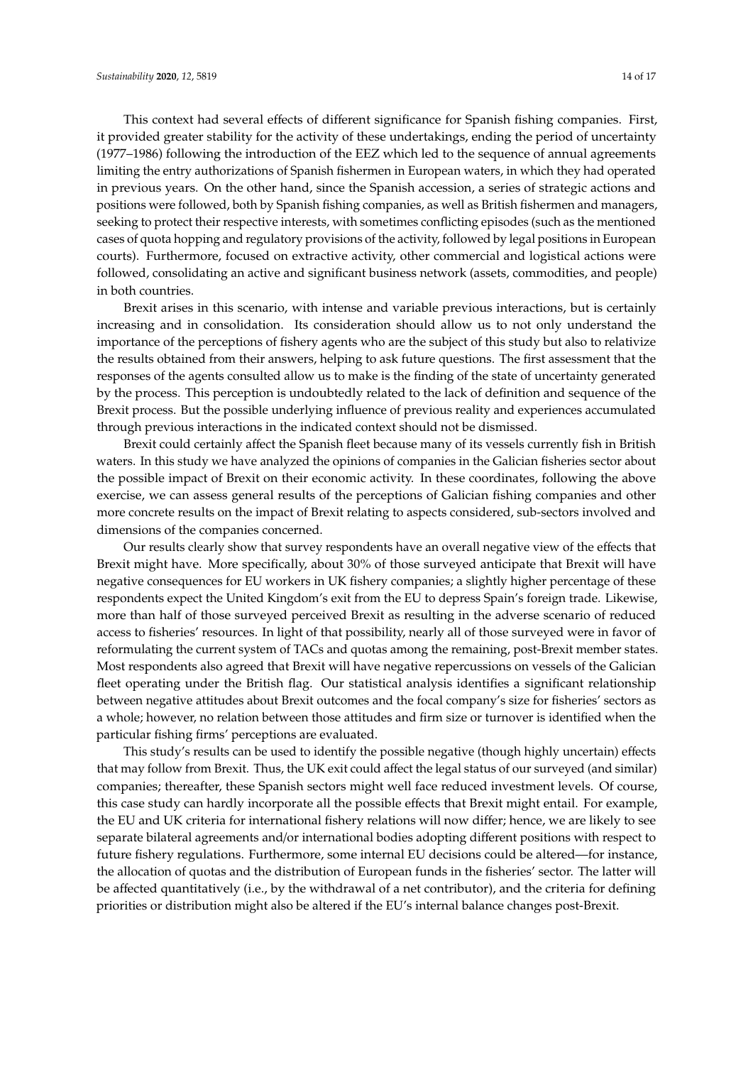This context had several effects of different significance for Spanish fishing companies. First, it provided greater stability for the activity of these undertakings, ending the period of uncertainty (1977–1986) following the introduction of the EEZ which led to the sequence of annual agreements limiting the entry authorizations of Spanish fishermen in European waters, in which they had operated in previous years. On the other hand, since the Spanish accession, a series of strategic actions and positions were followed, both by Spanish fishing companies, as well as British fishermen and managers, seeking to protect their respective interests, with sometimes conflicting episodes (such as the mentioned cases of quota hopping and regulatory provisions of the activity, followed by legal positions in European courts). Furthermore, focused on extractive activity, other commercial and logistical actions were followed, consolidating an active and significant business network (assets, commodities, and people) in both countries.

Brexit arises in this scenario, with intense and variable previous interactions, but is certainly increasing and in consolidation. Its consideration should allow us to not only understand the importance of the perceptions of fishery agents who are the subject of this study but also to relativize the results obtained from their answers, helping to ask future questions. The first assessment that the responses of the agents consulted allow us to make is the finding of the state of uncertainty generated by the process. This perception is undoubtedly related to the lack of definition and sequence of the Brexit process. But the possible underlying influence of previous reality and experiences accumulated through previous interactions in the indicated context should not be dismissed.

Brexit could certainly affect the Spanish fleet because many of its vessels currently fish in British waters. In this study we have analyzed the opinions of companies in the Galician fisheries sector about the possible impact of Brexit on their economic activity. In these coordinates, following the above exercise, we can assess general results of the perceptions of Galician fishing companies and other more concrete results on the impact of Brexit relating to aspects considered, sub-sectors involved and dimensions of the companies concerned.

Our results clearly show that survey respondents have an overall negative view of the effects that Brexit might have. More specifically, about 30% of those surveyed anticipate that Brexit will have negative consequences for EU workers in UK fishery companies; a slightly higher percentage of these respondents expect the United Kingdom's exit from the EU to depress Spain's foreign trade. Likewise, more than half of those surveyed perceived Brexit as resulting in the adverse scenario of reduced access to fisheries' resources. In light of that possibility, nearly all of those surveyed were in favor of reformulating the current system of TACs and quotas among the remaining, post-Brexit member states. Most respondents also agreed that Brexit will have negative repercussions on vessels of the Galician fleet operating under the British flag. Our statistical analysis identifies a significant relationship between negative attitudes about Brexit outcomes and the focal company's size for fisheries' sectors as a whole; however, no relation between those attitudes and firm size or turnover is identified when the particular fishing firms' perceptions are evaluated.

This study's results can be used to identify the possible negative (though highly uncertain) effects that may follow from Brexit. Thus, the UK exit could affect the legal status of our surveyed (and similar) companies; thereafter, these Spanish sectors might well face reduced investment levels. Of course, this case study can hardly incorporate all the possible effects that Brexit might entail. For example, the EU and UK criteria for international fishery relations will now differ; hence, we are likely to see separate bilateral agreements and/or international bodies adopting different positions with respect to future fishery regulations. Furthermore, some internal EU decisions could be altered—for instance, the allocation of quotas and the distribution of European funds in the fisheries' sector. The latter will be affected quantitatively (i.e., by the withdrawal of a net contributor), and the criteria for defining priorities or distribution might also be altered if the EU's internal balance changes post-Brexit.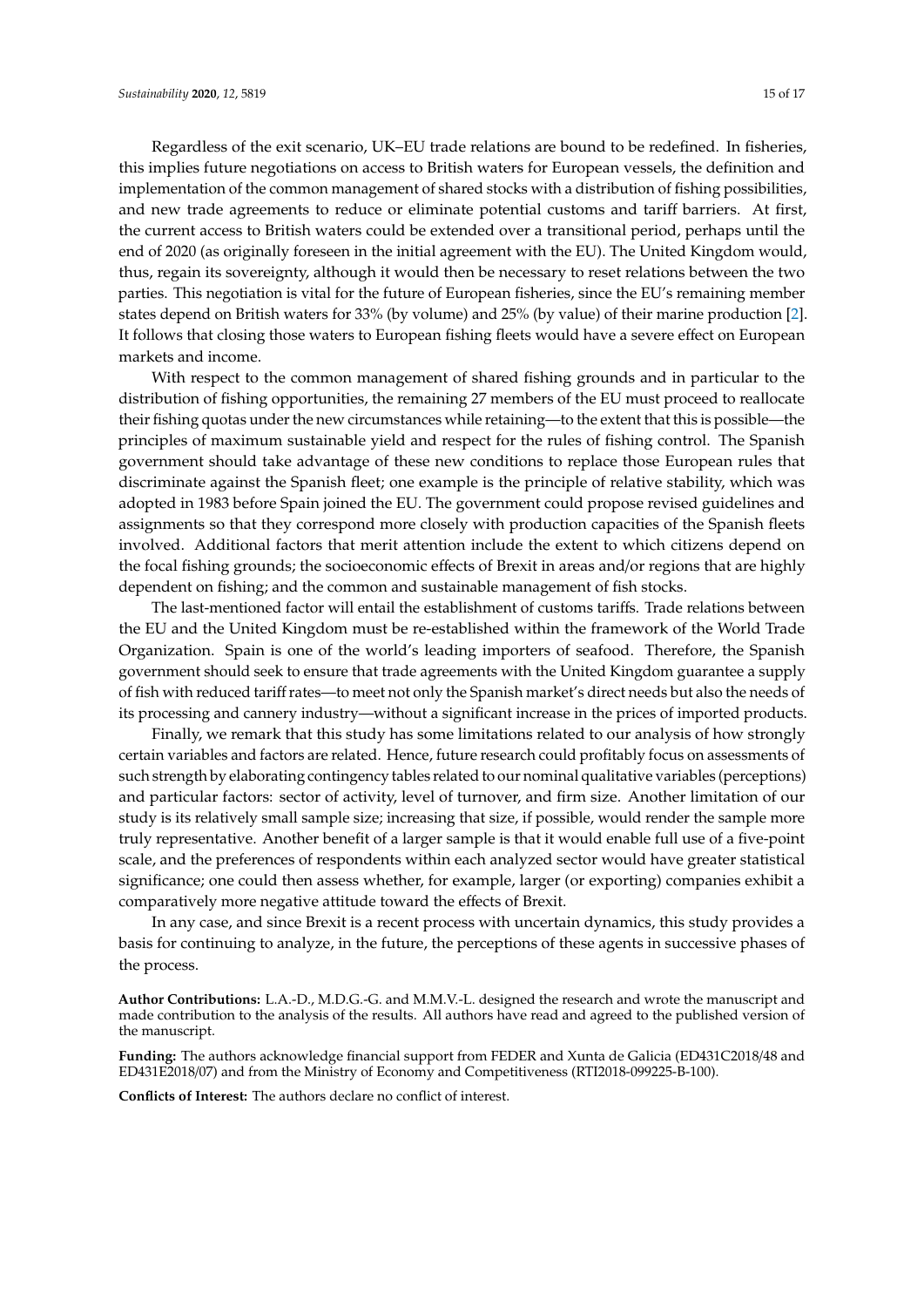Regardless of the exit scenario, UK–EU trade relations are bound to be redefined. In fisheries, this implies future negotiations on access to British waters for European vessels, the definition and implementation of the common management of shared stocks with a distribution of fishing possibilities, and new trade agreements to reduce or eliminate potential customs and tariff barriers. At first, the current access to British waters could be extended over a transitional period, perhaps until the end of 2020 (as originally foreseen in the initial agreement with the EU). The United Kingdom would, thus, regain its sovereignty, although it would then be necessary to reset relations between the two parties. This negotiation is vital for the future of European fisheries, since the EU's remaining member states depend on British waters for 33% (by volume) and 25% (by value) of their marine production [2]. It follows that closing those waters to European fishing fleets would have a severe effect on European markets and income.

With respect to the common management of shared fishing grounds and in particular to the distribution of fishing opportunities, the remaining 27 members of the EU must proceed to reallocate their fishing quotas under the new circumstances while retaining—to the extent that this is possible—the principles of maximum sustainable yield and respect for the rules of fishing control. The Spanish government should take advantage of these new conditions to replace those European rules that discriminate against the Spanish fleet; one example is the principle of relative stability, which was adopted in 1983 before Spain joined the EU. The government could propose revised guidelines and assignments so that they correspond more closely with production capacities of the Spanish fleets involved. Additional factors that merit attention include the extent to which citizens depend on the focal fishing grounds; the socioeconomic effects of Brexit in areas and/or regions that are highly dependent on fishing; and the common and sustainable management of fish stocks.

The last-mentioned factor will entail the establishment of customs tariffs. Trade relations between the EU and the United Kingdom must be re-established within the framework of the World Trade Organization. Spain is one of the world's leading importers of seafood. Therefore, the Spanish government should seek to ensure that trade agreements with the United Kingdom guarantee a supply of fish with reduced tariff rates—to meet not only the Spanish market's direct needs but also the needs of its processing and cannery industry—without a significant increase in the prices of imported products.

Finally, we remark that this study has some limitations related to our analysis of how strongly certain variables and factors are related. Hence, future research could profitably focus on assessments of such strength by elaborating contingency tables related to our nominal qualitative variables (perceptions) and particular factors: sector of activity, level of turnover, and firm size. Another limitation of our study is its relatively small sample size; increasing that size, if possible, would render the sample more truly representative. Another benefit of a larger sample is that it would enable full use of a five-point scale, and the preferences of respondents within each analyzed sector would have greater statistical significance; one could then assess whether, for example, larger (or exporting) companies exhibit a comparatively more negative attitude toward the effects of Brexit.

In any case, and since Brexit is a recent process with uncertain dynamics, this study provides a basis for continuing to analyze, in the future, the perceptions of these agents in successive phases of the process.

**Author Contributions:** L.A.-D., M.D.G.-G. and M.M.V.-L. designed the research and wrote the manuscript and made contribution to the analysis of the results. All authors have read and agreed to the published version of the manuscript.

**Funding:** The authors acknowledge financial support from FEDER and Xunta de Galicia (ED431C2018/48 and ED431E2018/07) and from the Ministry of Economy and Competitiveness (RTI2018-099225-B-100).

**Conflicts of Interest:** The authors declare no conflict of interest.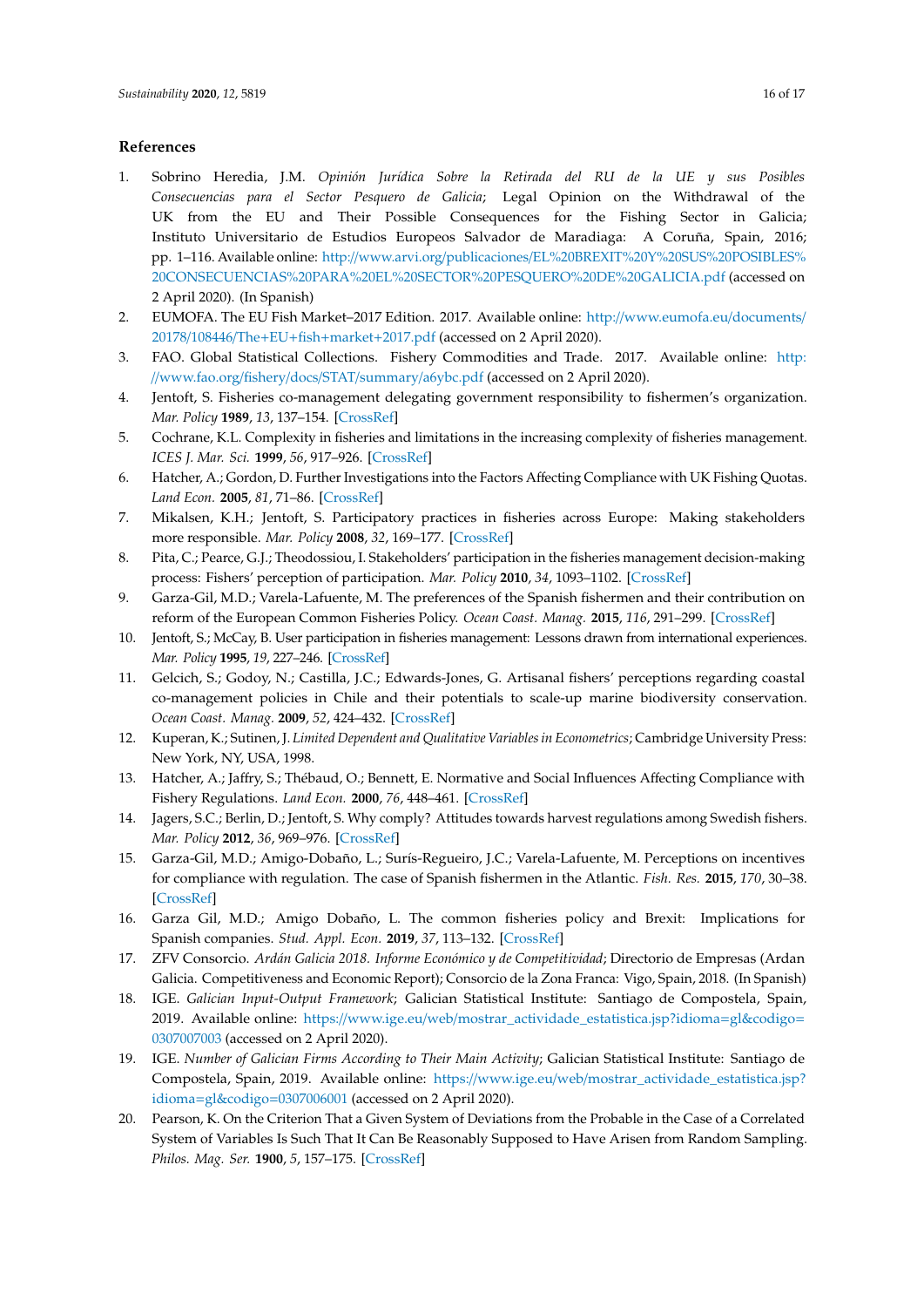## References

1. Sobrino Heredia, J.M. *Opinión Jurídica Sobre la Retirada del RU de la UE y sus Posibles Consecuencias para el Sector Pesquero de Galicia*; Legal Opinion on the Withdrawal of the UK from the EU and Their Possible Consequences for the Fishing Sector in Galicia; Instituto Universitario de Estudios Europeos Salvador de Maradiaga: A Coruña, Spain, 2016; pp. 1–116. Available online: http://www.arvi.org/publicaciones/EL%20BREXIT%20Y%20SUS%20POSIBLES%20CONSECUENCIAS%20PARA%20EL%20SECTOR%20PESQUERO%20DE%20GALICIA.pdf (accessed on 2 April 2020). (In Spanish)
2. EUMOFA. The EU Fish Market–2017 Edition. 2017. Available online: http://www.eumofa.eu/documents/20178/108446/The+EU+fish+market+2017.pdf (accessed on 2 April 2020).
3. FAO. Global Statistical Collections. Fishery Commodities and Trade. 2017. Available online: http://www.fao.org/fishery/docs/STAT/summary/a6ybc.pdf (accessed on 2 April 2020).
4. Jentoft, S. Fisheries co-management delegating government responsibility to fishermen's organization. *Mar. Policy* **1989**, *13*, 137–154. [CrossRef]
5. Cochrane, K.L. Complexity in fisheries and limitations in the increasing complexity of fisheries management. *ICES J. Mar. Sci.* **1999**, *56*, 917–926. [CrossRef]
6. Hatcher, A.; Gordon, D. Further Investigations into the Factors Affecting Compliance with UK Fishing Quotas. *Land Econ.* **2005**, *81*, 71–86. [CrossRef]
7. Mikalsen, K.H.; Jentoft, S. Participatory practices in fisheries across Europe: Making stakeholders more responsible. *Mar. Policy* **2008**, *32*, 169–177. [CrossRef]
8. Pita, C.; Pearce, G.J.; Theodossiou, I. Stakeholders' participation in the fisheries management decision-making process: Fishers' perception of participation. *Mar. Policy* **2010**, *34*, 1093–1102. [CrossRef]
9. Garza-Gil, M.D.; Varela-Lafuente, M. The preferences of the Spanish fishermen and their contribution on reform of the European Common Fisheries Policy. *Ocean Coast. Manag.* **2015**, *116*, 291–299. [CrossRef]
10. Jentoft, S.; McCay, B. User participation in fisheries management: Lessons drawn from international experiences. *Mar. Policy* **1995**, *19*, 227–246. [CrossRef]
11. Gelcich, S.; Godoy, N.; Castilla, J.C.; Edwards-Jones, G. Artisanal fishers' perceptions regarding coastal co-management policies in Chile and their potentials to scale-up marine biodiversity conservation. *Ocean Coast. Manag.* **2009**, *52*, 424–432. [CrossRef]
12. Kuperan, K.; Sutinen, J. *Limited Dependent and Qualitative Variables in Econometrics*; Cambridge University Press: New York, NY, USA, 1998.
13. Hatcher, A.; Jaffry, S.; Thébaud, O.; Bennett, E. Normative and Social Influences Affecting Compliance with Fishery Regulations. *Land Econ.* **2000**, *76*, 448–461. [CrossRef]
14. Jagers, S.C.; Berlin, D.; Jentoft, S. Why comply? Attitudes towards harvest regulations among Swedish fishers. *Mar. Policy* **2012**, *36*, 969–976. [CrossRef]
15. Garza-Gil, M.D.; Amigo-Dobaño, L.; Surís-Regueiro, J.C.; Varela-Lafuente, M. Perceptions on incentives for compliance with regulation. The case of Spanish fishermen in the Atlantic. *Fish. Res.* **2015**, *170*, 30–38. [CrossRef]
16. Garza Gil, M.D.; Amigo Dobaño, L. The common fisheries policy and Brexit: Implications for Spanish companies. *Stud. Appl. Econ.* **2019**, *37*, 113–132. [CrossRef]
17. ZFV Consorcio. *Ardán Galicia 2018. Informe Económico y de Competitividad*; Directorio de Empresas (Ardan Galicia. Competitiveness and Economic Report); Consorcio de la Zona Franca: Vigo, Spain, 2018. (In Spanish)
18. IGE. *Galician Input-Output Framework*; Galician Statistical Institute: Santiago de Compostela, Spain, 2019. Available online: https://www.ige.eu/web/mostrar_actividade_estatistica.jsp?idioma=gl&codigo=0307007003 (accessed on 2 April 2020).
19. IGE. *Number of Galician Firms According to Their Main Activity*; Galician Statistical Institute: Santiago de Compostela, Spain, 2019. Available online: https://www.ige.eu/web/mostrar_actividade_estatistica.jsp?idioma=gl&codigo=0307006001 (accessed on 2 April 2020).
20. Pearson, K. On the Criterion That a Given System of Deviations from the Probable in the Case of a Correlated System of Variables Is Such That It Can Be Reasonably Supposed to Have Arisen from Random Sampling. *Philos. Mag. Ser.* **1900**, *5*, 157–175. [CrossRef]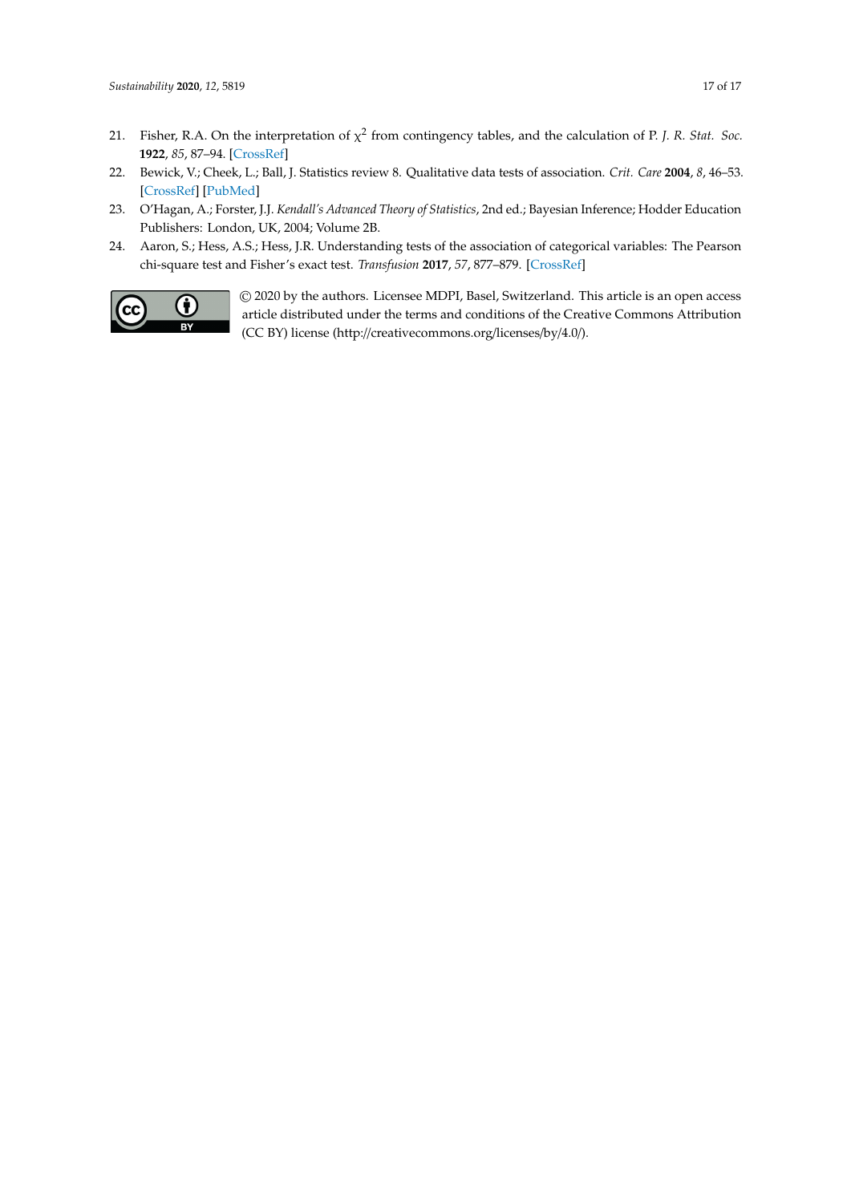21. Fisher, R.A. On the interpretation of $\chi^2$ from contingency tables, and the calculation of P. *J. R. Stat. Soc.* **1922**, *85*, 87–94. [CrossRef]
22. Bewick, V.; Cheek, L.; Ball, J. Statistics review 8. Qualitative data tests of association. *Crit. Care* **2004**, *8*, 46–53. [CrossRef] [PubMed]
23. O'Hagan, A.; Forster, J.J. *Kendall's Advanced Theory of Statistics*, 2nd ed.; Bayesian Inference; Hodder Education Publishers: London, UK, 2004; Volume 2B.
24. Aaron, S.; Hess, A.S.; Hess, J.R. Understanding tests of the association of categorical variables: The Pearson chi-square test and Fisher's exact test. *Transfusion* **2017**, *57*, 877–879. [CrossRef]

© 2020 by the authors. Licensee MDPI, Basel, Switzerland. This article is an open access article distributed under the terms and conditions of the Creative Commons Attribution (CC BY) license (http://creativecommons.org/licenses/by/4.0/).